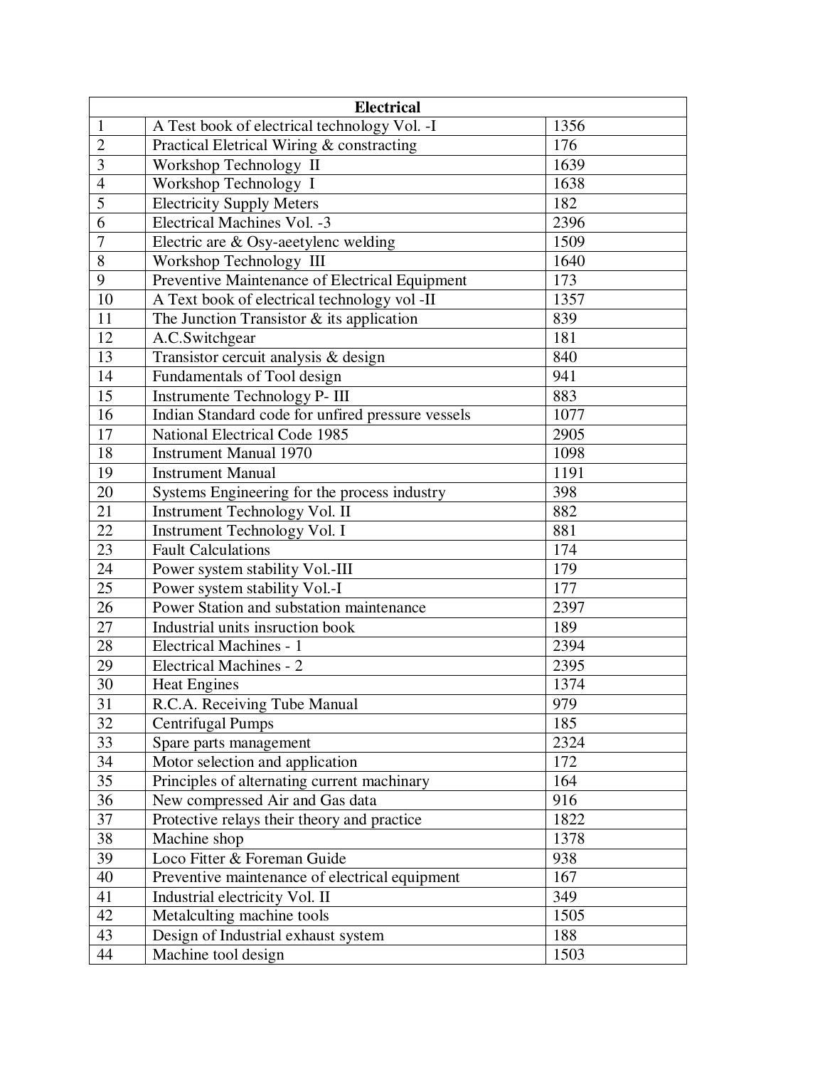| Electrical | | |
|---|---|---|
| 1 | A Test book of electrical technology Vol. -I | 1356 |
| 2 | Practical Eletrical Wiring & constracting | 176 |
| 3 | Workshop Technology II | 1639 |
| 4 | Workshop Technology I | 1638 |
| 5 | Electricity Supply Meters | 182 |
| 6 | Electrical Machines Vol. -3 | 2396 |
| 7 | Electric are & Osy-aeetylenc welding | 1509 |
| 8 | Workshop Technology III | 1640 |
| 9 | Preventive Maintenance of Electrical Equipment | 173 |
| 10 | A Text book of electrical technology vol -II | 1357 |
| 11 | The Junction Transistor & its application | 839 |
| 12 | A.C.Switchgear | 181 |
| 13 | Transistor cercuit analysis & design | 840 |
| 14 | Fundamentals of Tool design | 941 |
| 15 | Instrumente Technology P- III | 883 |
| 16 | Indian Standard code for unfired pressure vessels | 1077 |
| 17 | National Electrical Code 1985 | 2905 |
| 18 | Instrument Manual 1970 | 1098 |
| 19 | Instrument Manual | 1191 |
| 20 | Systems Engineering for the process industry | 398 |
| 21 | Instrument Technology Vol. II | 882 |
| 22 | Instrument Technology Vol. I | 881 |
| 23 | Fault Calculations | 174 |
| 24 | Power system stability Vol.-III | 179 |
| 25 | Power system stability Vol.-I | 177 |
| 26 | Power Station and substation maintenance | 2397 |
| 27 | Industrial units insruction book | 189 |
| 28 | Electrical Machines - 1 | 2394 |
| 29 | Electrical Machines - 2 | 2395 |
| 30 | Heat Engines | 1374 |
| 31 | R.C.A. Receiving Tube Manual | 979 |
| 32 | Centrifugal Pumps | 185 |
| 33 | Spare parts management | 2324 |
| 34 | Motor selection and application | 172 |
| 35 | Principles of alternating current machinary | 164 |
| 36 | New compressed Air and Gas data | 916 |
| 37 | Protective relays their theory and practice | 1822 |
| 38 | Machine shop | 1378 |
| 39 | Loco Fitter & Foreman Guide | 938 |
| 40 | Preventive maintenance of electrical equipment | 167 |
| 41 | Industrial electricity Vol. II | 349 |
| 42 | Metalculting machine tools | 1505 |
| 43 | Design of Industrial exhaust system | 188 |
| 44 | Machine tool design | 1503 |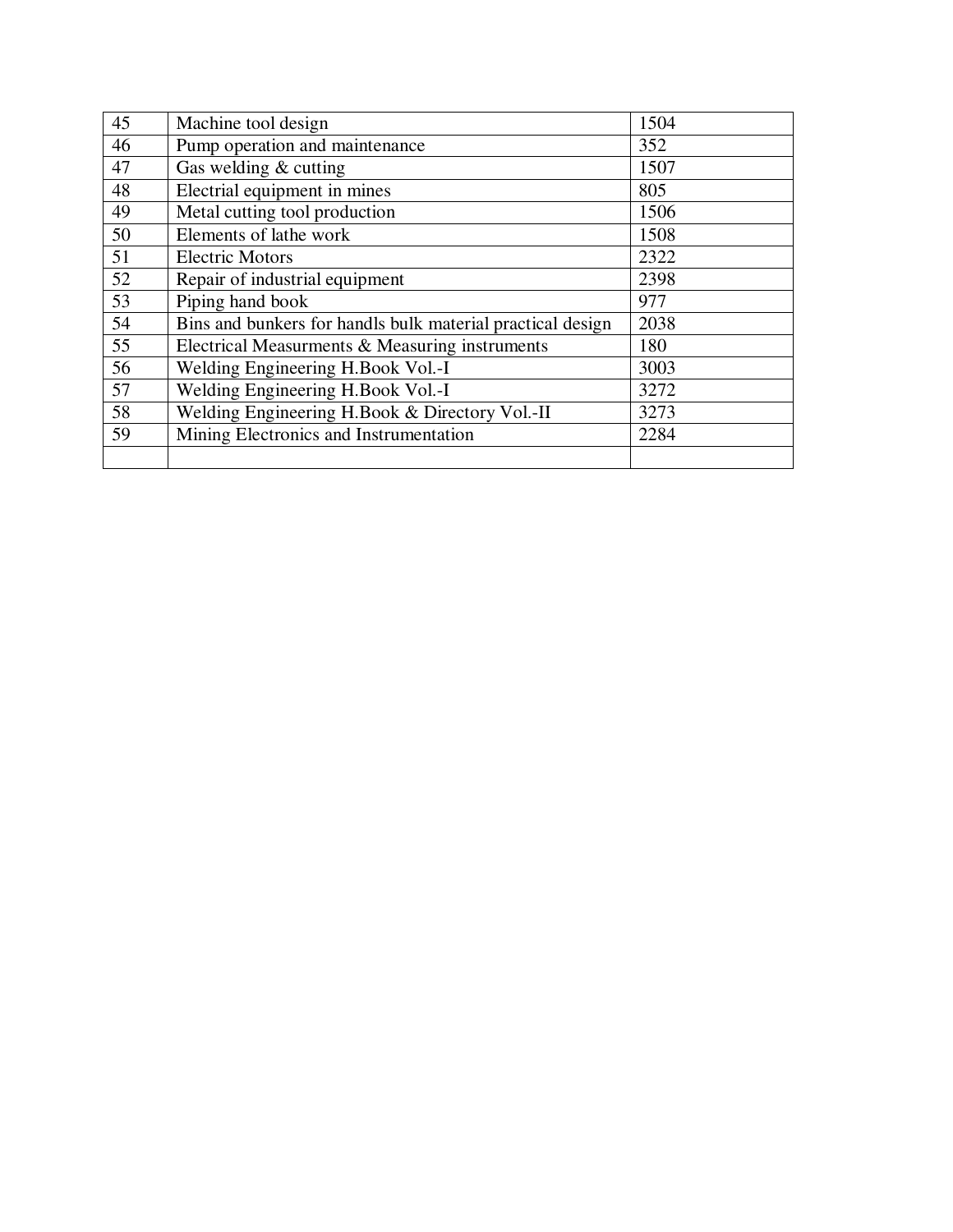| | | |
|---|---|---|
| 45 | Machine tool design | 1504 |
| 46 | Pump operation and maintenance | 352 |
| 47 | Gas welding & cutting | 1507 |
| 48 | Electrial equipment in mines | 805 |
| 49 | Metal cutting tool production | 1506 |
| 50 | Elements of lathe work | 1508 |
| 51 | Electric Motors | 2322 |
| 52 | Repair of industrial equipment | 2398 |
| 53 | Piping hand book | 977 |
| 54 | Bins and bunkers for handls bulk material practical design | 2038 |
| 55 | Electrical Measurments & Measuring instruments | 180 |
| 56 | Welding Engineering H.Book Vol.-I | 3003 |
| 57 | Welding Engineering H.Book Vol.-I | 3272 |
| 58 | Welding Engineering H.Book & Directory Vol.-II | 3273 |
| 59 | Mining Electronics and Instrumentation | 2284 |
| | | |